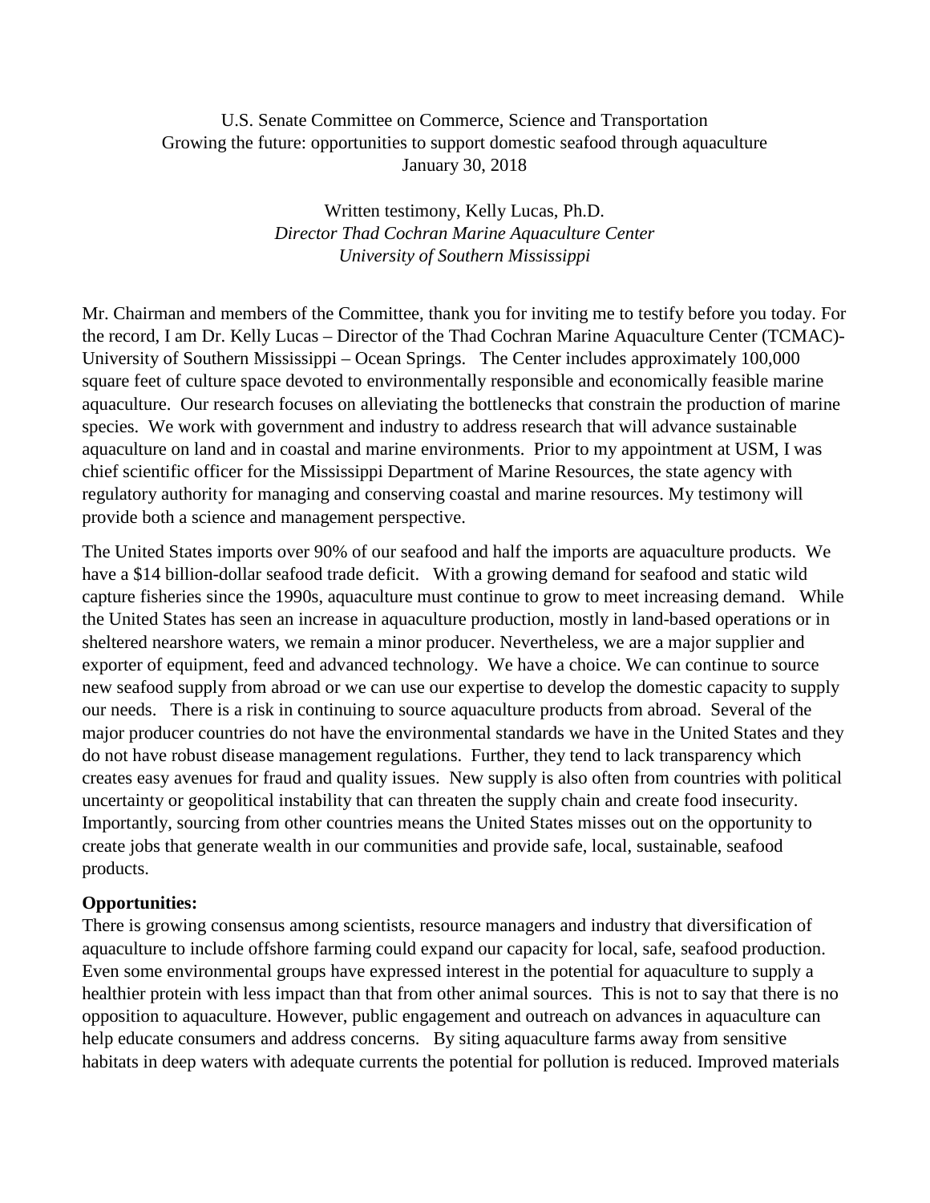U.S. Senate Committee on Commerce, Science and Transportation
Growing the future: opportunities to support domestic seafood through aquaculture
January 30, 2018

Written testimony, Kelly Lucas, Ph.D.
*Director Thad Cochran Marine Aquaculture Center*
*University of Southern Mississippi*

Mr. Chairman and members of the Committee, thank you for inviting me to testify before you today. For the record, I am Dr. Kelly Lucas – Director of the Thad Cochran Marine Aquaculture Center (TCMAC)- University of Southern Mississippi – Ocean Springs. The Center includes approximately 100,000 square feet of culture space devoted to environmentally responsible and economically feasible marine aquaculture. Our research focuses on alleviating the bottlenecks that constrain the production of marine species. We work with government and industry to address research that will advance sustainable aquaculture on land and in coastal and marine environments. Prior to my appointment at USM, I was chief scientific officer for the Mississippi Department of Marine Resources, the state agency with regulatory authority for managing and conserving coastal and marine resources. My testimony will provide both a science and management perspective.

The United States imports over 90% of our seafood and half the imports are aquaculture products. We have a $14 billion-dollar seafood trade deficit. With a growing demand for seafood and static wild capture fisheries since the 1990s, aquaculture must continue to grow to meet increasing demand. While the United States has seen an increase in aquaculture production, mostly in land-based operations or in sheltered nearshore waters, we remain a minor producer. Nevertheless, we are a major supplier and exporter of equipment, feed and advanced technology. We have a choice. We can continue to source new seafood supply from abroad or we can use our expertise to develop the domestic capacity to supply our needs. There is a risk in continuing to source aquaculture products from abroad. Several of the major producer countries do not have the environmental standards we have in the United States and they do not have robust disease management regulations. Further, they tend to lack transparency which creates easy avenues for fraud and quality issues. New supply is also often from countries with political uncertainty or geopolitical instability that can threaten the supply chain and create food insecurity. Importantly, sourcing from other countries means the United States misses out on the opportunity to create jobs that generate wealth in our communities and provide safe, local, sustainable, seafood products.

**Opportunities:**

There is growing consensus among scientists, resource managers and industry that diversification of aquaculture to include offshore farming could expand our capacity for local, safe, seafood production. Even some environmental groups have expressed interest in the potential for aquaculture to supply a healthier protein with less impact than that from other animal sources. This is not to say that there is no opposition to aquaculture. However, public engagement and outreach on advances in aquaculture can help educate consumers and address concerns. By siting aquaculture farms away from sensitive habitats in deep waters with adequate currents the potential for pollution is reduced. Improved materials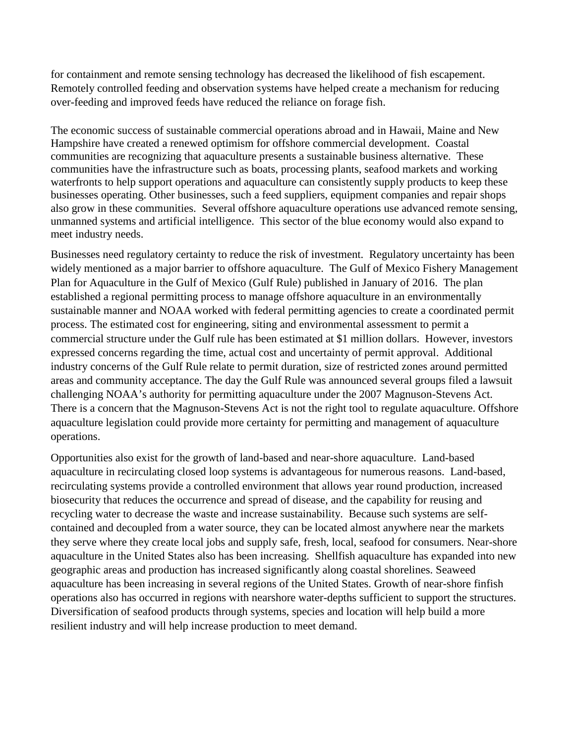for containment and remote sensing technology has decreased the likelihood of fish escapement. Remotely controlled feeding and observation systems have helped create a mechanism for reducing over-feeding and improved feeds have reduced the reliance on forage fish.

The economic success of sustainable commercial operations abroad and in Hawaii, Maine and New Hampshire have created a renewed optimism for offshore commercial development. Coastal communities are recognizing that aquaculture presents a sustainable business alternative. These communities have the infrastructure such as boats, processing plants, seafood markets and working waterfronts to help support operations and aquaculture can consistently supply products to keep these businesses operating. Other businesses, such a feed suppliers, equipment companies and repair shops also grow in these communities. Several offshore aquaculture operations use advanced remote sensing, unmanned systems and artificial intelligence. This sector of the blue economy would also expand to meet industry needs.

Businesses need regulatory certainty to reduce the risk of investment. Regulatory uncertainty has been widely mentioned as a major barrier to offshore aquaculture. The Gulf of Mexico Fishery Management Plan for Aquaculture in the Gulf of Mexico (Gulf Rule) published in January of 2016. The plan established a regional permitting process to manage offshore aquaculture in an environmentally sustainable manner and NOAA worked with federal permitting agencies to create a coordinated permit process. The estimated cost for engineering, siting and environmental assessment to permit a commercial structure under the Gulf rule has been estimated at $1 million dollars. However, investors expressed concerns regarding the time, actual cost and uncertainty of permit approval. Additional industry concerns of the Gulf Rule relate to permit duration, size of restricted zones around permitted areas and community acceptance. The day the Gulf Rule was announced several groups filed a lawsuit challenging NOAA's authority for permitting aquaculture under the 2007 Magnuson-Stevens Act. There is a concern that the Magnuson-Stevens Act is not the right tool to regulate aquaculture. Offshore aquaculture legislation could provide more certainty for permitting and management of aquaculture operations.

Opportunities also exist for the growth of land-based and near-shore aquaculture. Land-based aquaculture in recirculating closed loop systems is advantageous for numerous reasons. Land-based, recirculating systems provide a controlled environment that allows year round production, increased biosecurity that reduces the occurrence and spread of disease, and the capability for reusing and recycling water to decrease the waste and increase sustainability. Because such systems are self-contained and decoupled from a water source, they can be located almost anywhere near the markets they serve where they create local jobs and supply safe, fresh, local, seafood for consumers. Near-shore aquaculture in the United States also has been increasing. Shellfish aquaculture has expanded into new geographic areas and production has increased significantly along coastal shorelines. Seaweed aquaculture has been increasing in several regions of the United States. Growth of near-shore finfish operations also has occurred in regions with nearshore water-depths sufficient to support the structures. Diversification of seafood products through systems, species and location will help build a more resilient industry and will help increase production to meet demand.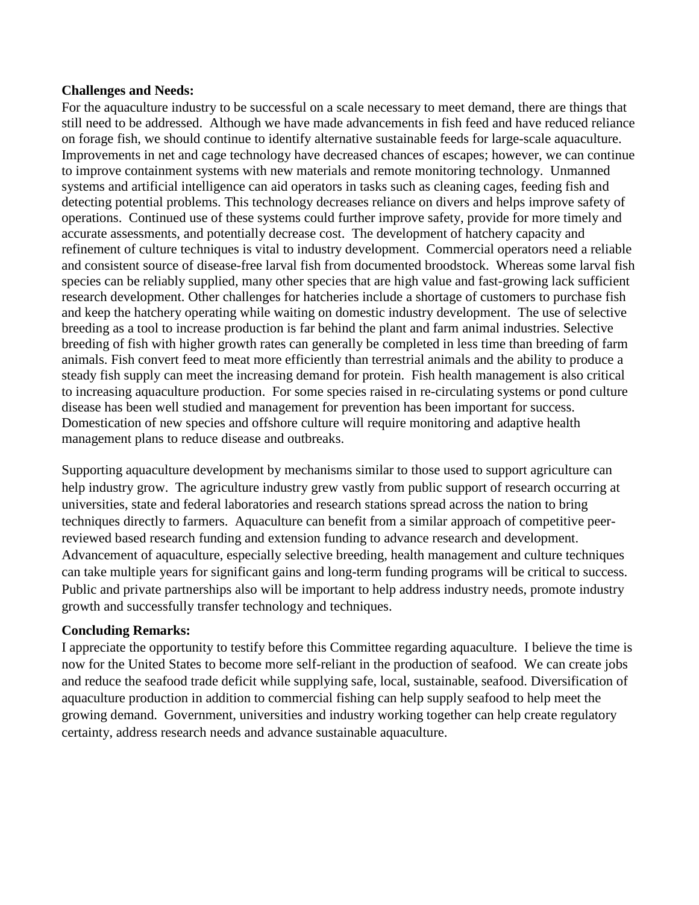**Challenges and Needs:**

For the aquaculture industry to be successful on a scale necessary to meet demand, there are things that still need to be addressed. Although we have made advancements in fish feed and have reduced reliance on forage fish, we should continue to identify alternative sustainable feeds for large-scale aquaculture. Improvements in net and cage technology have decreased chances of escapes; however, we can continue to improve containment systems with new materials and remote monitoring technology. Unmanned systems and artificial intelligence can aid operators in tasks such as cleaning cages, feeding fish and detecting potential problems. This technology decreases reliance on divers and helps improve safety of operations. Continued use of these systems could further improve safety, provide for more timely and accurate assessments, and potentially decrease cost. The development of hatchery capacity and refinement of culture techniques is vital to industry development. Commercial operators need a reliable and consistent source of disease-free larval fish from documented broodstock. Whereas some larval fish species can be reliably supplied, many other species that are high value and fast-growing lack sufficient research development. Other challenges for hatcheries include a shortage of customers to purchase fish and keep the hatchery operating while waiting on domestic industry development. The use of selective breeding as a tool to increase production is far behind the plant and farm animal industries. Selective breeding of fish with higher growth rates can generally be completed in less time than breeding of farm animals. Fish convert feed to meat more efficiently than terrestrial animals and the ability to produce a steady fish supply can meet the increasing demand for protein. Fish health management is also critical to increasing aquaculture production. For some species raised in re-circulating systems or pond culture disease has been well studied and management for prevention has been important for success. Domestication of new species and offshore culture will require monitoring and adaptive health management plans to reduce disease and outbreaks.

Supporting aquaculture development by mechanisms similar to those used to support agriculture can help industry grow. The agriculture industry grew vastly from public support of research occurring at universities, state and federal laboratories and research stations spread across the nation to bring techniques directly to farmers. Aquaculture can benefit from a similar approach of competitive peer-reviewed based research funding and extension funding to advance research and development. Advancement of aquaculture, especially selective breeding, health management and culture techniques can take multiple years for significant gains and long-term funding programs will be critical to success. Public and private partnerships also will be important to help address industry needs, promote industry growth and successfully transfer technology and techniques.

**Concluding Remarks:**

I appreciate the opportunity to testify before this Committee regarding aquaculture. I believe the time is now for the United States to become more self-reliant in the production of seafood. We can create jobs and reduce the seafood trade deficit while supplying safe, local, sustainable, seafood. Diversification of aquaculture production in addition to commercial fishing can help supply seafood to help meet the growing demand. Government, universities and industry working together can help create regulatory certainty, address research needs and advance sustainable aquaculture.